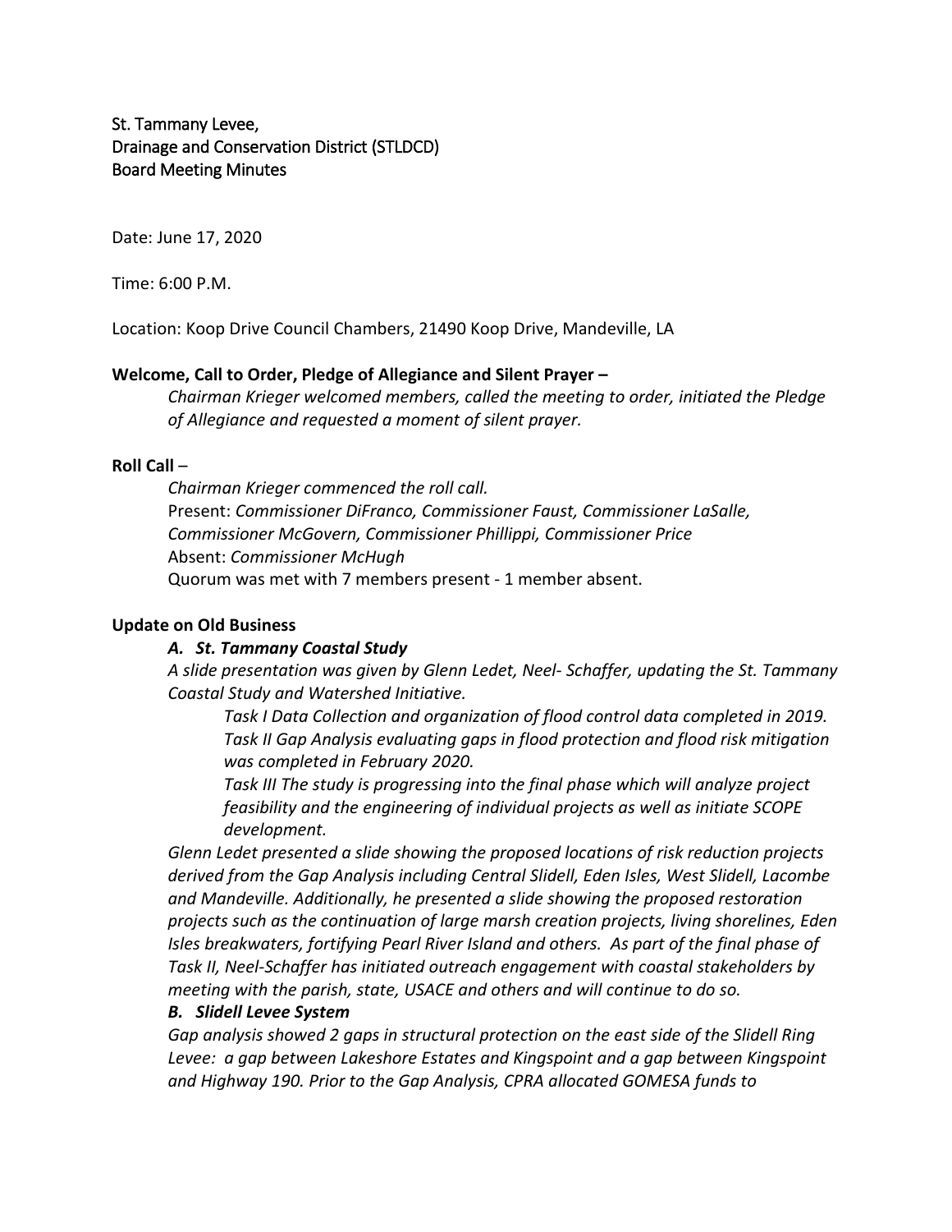St. Tammany Levee,  
Drainage and Conservation District (STLDCD)  
Board Meeting Minutes

Date: June 17, 2020

Time: 6:00 P.M.

Location: Koop Drive Council Chambers, 21490 Koop Drive, Mandeville, LA

**Welcome, Call to Order, Pledge of Allegiance and Silent Prayer –**

*Chairman Krieger welcomed members, called the meeting to order, initiated the Pledge of Allegiance and requested a moment of silent prayer.*

**Roll Call** –

*Chairman Krieger commenced the roll call.*  
Present: *Commissioner DiFranco, Commissioner Faust, Commissioner LaSalle, Commissioner McGovern, Commissioner Phillippi, Commissioner Price*  
Absent: *Commissioner McHugh*  
Quorum was met with 7 members present - 1 member absent.

**Update on Old Business**

***A. St. Tammany Coastal Study***

*A slide presentation was given by Glenn Ledet, Neel- Schaffer, updating the St. Tammany Coastal Study and Watershed Initiative.*

*Task I Data Collection and organization of flood control data completed in 2019.*  
*Task II Gap Analysis evaluating gaps in flood protection and flood risk mitigation was completed in February 2020.*  
*Task III The study is progressing into the final phase which will analyze project feasibility and the engineering of individual projects as well as initiate SCOPE development.*

*Glenn Ledet presented a slide showing the proposed locations of risk reduction projects derived from the Gap Analysis including Central Slidell, Eden Isles, West Slidell, Lacombe and Mandeville. Additionally, he presented a slide showing the proposed restoration projects such as the continuation of large marsh creation projects, living shorelines, Eden Isles breakwaters, fortifying Pearl River Island and others. As part of the final phase of Task II, Neel-Schaffer has initiated outreach engagement with coastal stakeholders by meeting with the parish, state, USACE and others and will continue to do so.*

***B. Slidell Levee System***

*Gap analysis showed 2 gaps in structural protection on the east side of the Slidell Ring Levee: a gap between Lakeshore Estates and Kingspoint and a gap between Kingspoint and Highway 190. Prior to the Gap Analysis, CPRA allocated GOMESA funds to*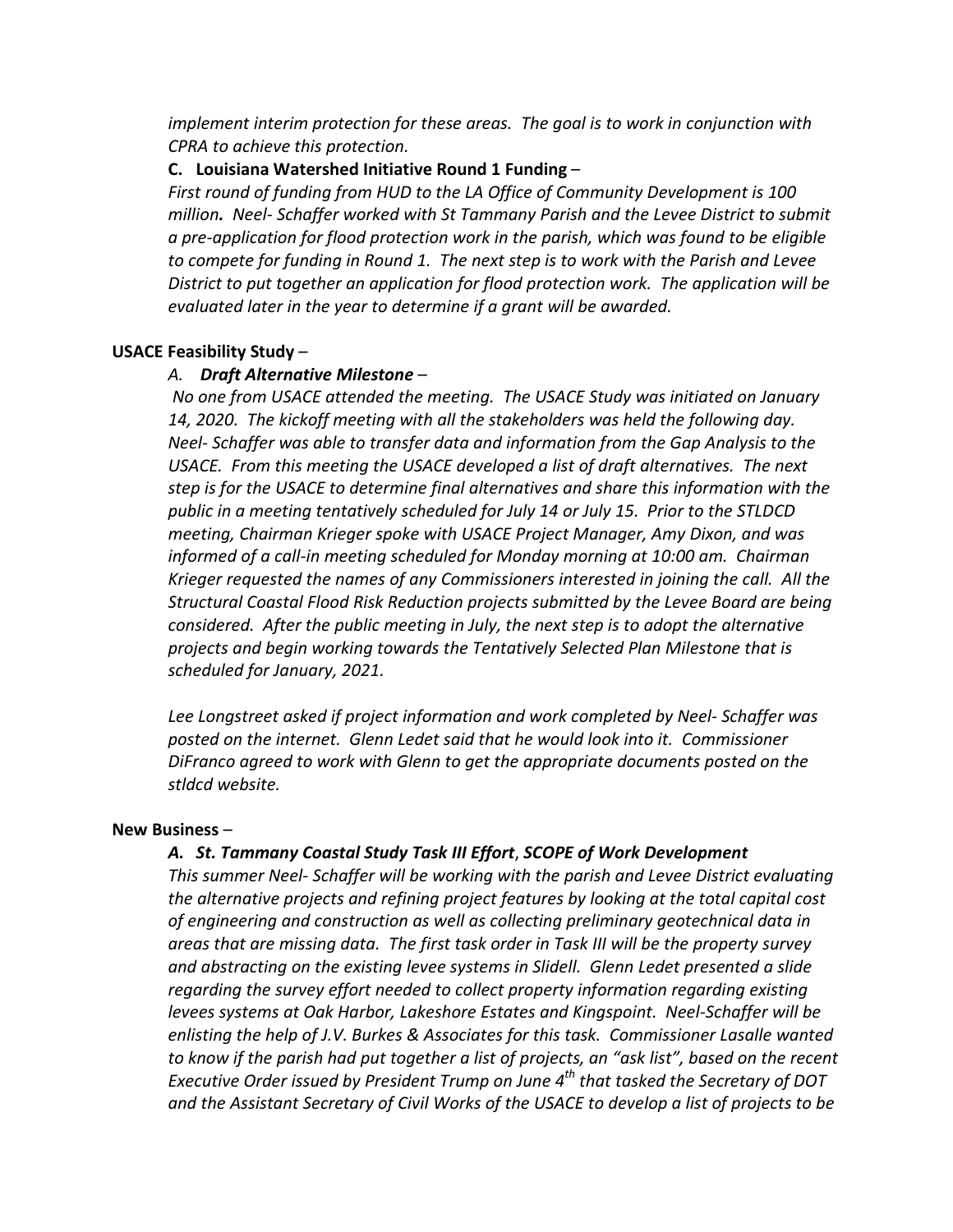*implement interim protection for these areas. The goal is to work in conjunction with CPRA to achieve this protection.*

**C. Louisiana Watershed Initiative Round 1 Funding** –

*First round of funding from HUD to the LA Office of Community Development is 100 million**.** Neel- Schaffer worked with St Tammany Parish and the Levee District to submit a pre-application for flood protection work in the parish, which was found to be eligible to compete for funding in Round 1. The next step is to work with the Parish and Levee District to put together an application for flood protection work. The application will be evaluated later in the year to determine if a grant will be awarded.*

**USACE Feasibility Study** –

A. ***Draft Alternative Milestone*** –

*No one from USACE attended the meeting. The USACE Study was initiated on January 14, 2020. The kickoff meeting with all the stakeholders was held the following day. Neel- Schaffer was able to transfer data and information from the Gap Analysis to the USACE. From this meeting the USACE developed a list of draft alternatives. The next step is for the USACE to determine final alternatives and share this information with the public in a meeting tentatively scheduled for July 14 or July 15. Prior to the STLDCD meeting, Chairman Krieger spoke with USACE Project Manager, Amy Dixon, and was informed of a call-in meeting scheduled for Monday morning at 10:00 am. Chairman Krieger requested the names of any Commissioners interested in joining the call. All the Structural Coastal Flood Risk Reduction projects submitted by the Levee Board are being considered. After the public meeting in July, the next step is to adopt the alternative projects and begin working towards the Tentatively Selected Plan Milestone that is scheduled for January, 2021.*

*Lee Longstreet asked if project information and work completed by Neel- Schaffer was posted on the internet. Glenn Ledet said that he would look into it. Commissioner DiFranco agreed to work with Glenn to get the appropriate documents posted on the stldcd website.*

**New Business** –

***A. St. Tammany Coastal Study Task III Effort**, **SCOPE of Work Development***

*This summer Neel- Schaffer will be working with the parish and Levee District evaluating the alternative projects and refining project features by looking at the total capital cost of engineering and construction as well as collecting preliminary geotechnical data in areas that are missing data. The first task order in Task III will be the property survey and abstracting on the existing levee systems in Slidell. Glenn Ledet presented a slide regarding the survey effort needed to collect property information regarding existing levees systems at Oak Harbor, Lakeshore Estates and Kingspoint. Neel-Schaffer will be enlisting the help of J.V. Burkes & Associates for this task. Commissioner Lasalle wanted to know if the parish had put together a list of projects, an "ask list", based on the recent Executive Order issued by President Trump on June 4th that tasked the Secretary of DOT and the Assistant Secretary of Civil Works of the USACE to develop a list of projects to be*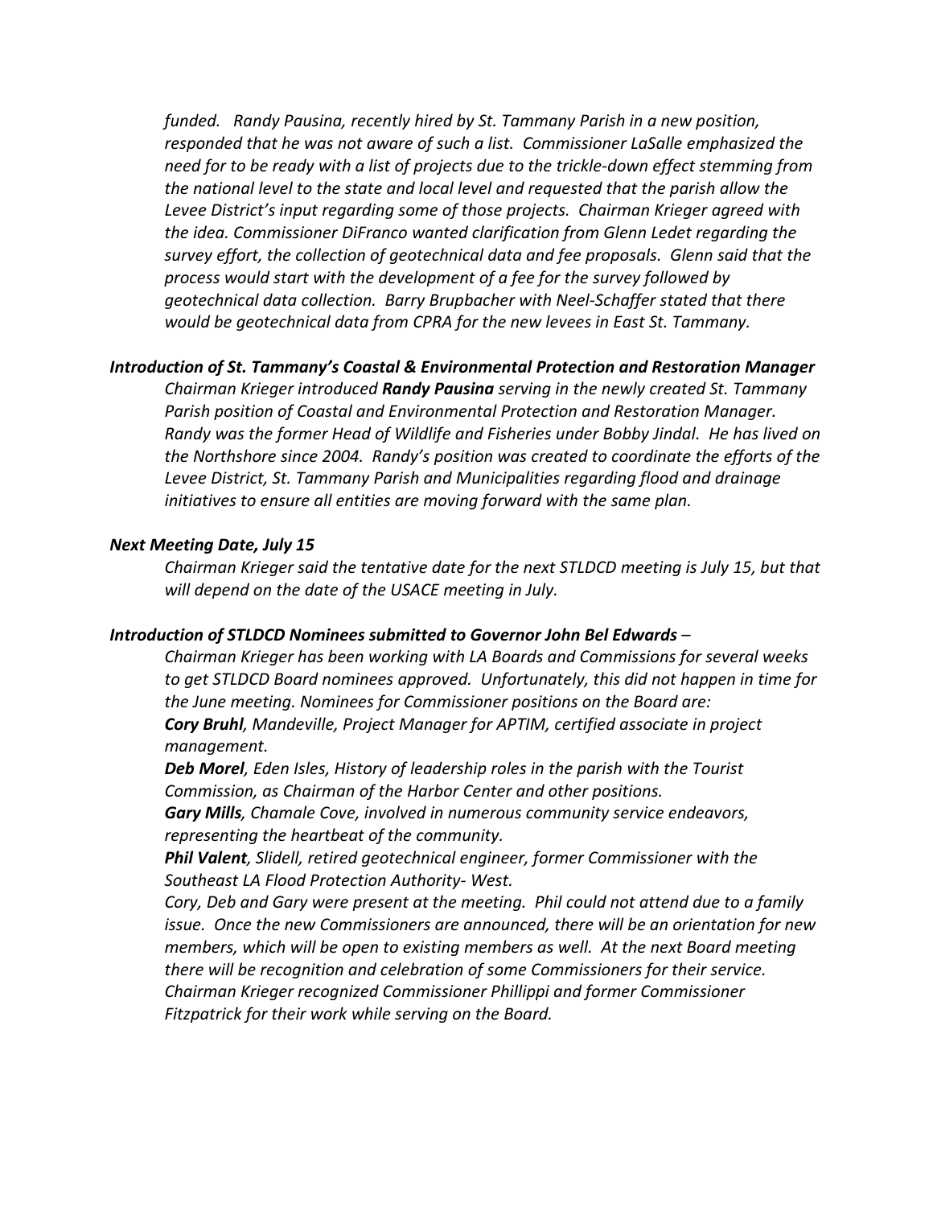*funded. Randy Pausina, recently hired by St. Tammany Parish in a new position, responded that he was not aware of such a list. Commissioner LaSalle emphasized the need for to be ready with a list of projects due to the trickle-down effect stemming from the national level to the state and local level and requested that the parish allow the Levee District's input regarding some of those projects. Chairman Krieger agreed with the idea. Commissioner DiFranco wanted clarification from Glenn Ledet regarding the survey effort, the collection of geotechnical data and fee proposals. Glenn said that the process would start with the development of a fee for the survey followed by geotechnical data collection. Barry Brupbacher with Neel-Schaffer stated that there would be geotechnical data from CPRA for the new levees in East St. Tammany.*

***Introduction of St. Tammany's Coastal & Environmental Protection and Restoration Manager***

*Chairman Krieger introduced **Randy Pausina** serving in the newly created St. Tammany Parish position of Coastal and Environmental Protection and Restoration Manager. Randy was the former Head of Wildlife and Fisheries under Bobby Jindal. He has lived on the Northshore since 2004. Randy's position was created to coordinate the efforts of the Levee District, St. Tammany Parish and Municipalities regarding flood and drainage initiatives to ensure all entities are moving forward with the same plan.*

***Next Meeting Date, July 15***

*Chairman Krieger said the tentative date for the next STLDCD meeting is July 15, but that will depend on the date of the USACE meeting in July.*

***Introduction of STLDCD Nominees submitted to Governor John Bel Edwards*** –

*Chairman Krieger has been working with LA Boards and Commissions for several weeks to get STLDCD Board nominees approved. Unfortunately, this did not happen in time for the June meeting. Nominees for Commissioner positions on the Board are:*

***Cory Bruhl**, Mandeville, Project Manager for APTIM, certified associate in project management.*

***Deb Morel**, Eden Isles, History of leadership roles in the parish with the Tourist Commission, as Chairman of the Harbor Center and other positions.*

***Gary Mills**, Chamale Cove, involved in numerous community service endeavors, representing the heartbeat of the community.*

***Phil Valent**, Slidell, retired geotechnical engineer, former Commissioner with the Southeast LA Flood Protection Authority- West.*

*Cory, Deb and Gary were present at the meeting. Phil could not attend due to a family issue. Once the new Commissioners are announced, there will be an orientation for new members, which will be open to existing members as well. At the next Board meeting there will be recognition and celebration of some Commissioners for their service. Chairman Krieger recognized Commissioner Phillippi and former Commissioner Fitzpatrick for their work while serving on the Board.*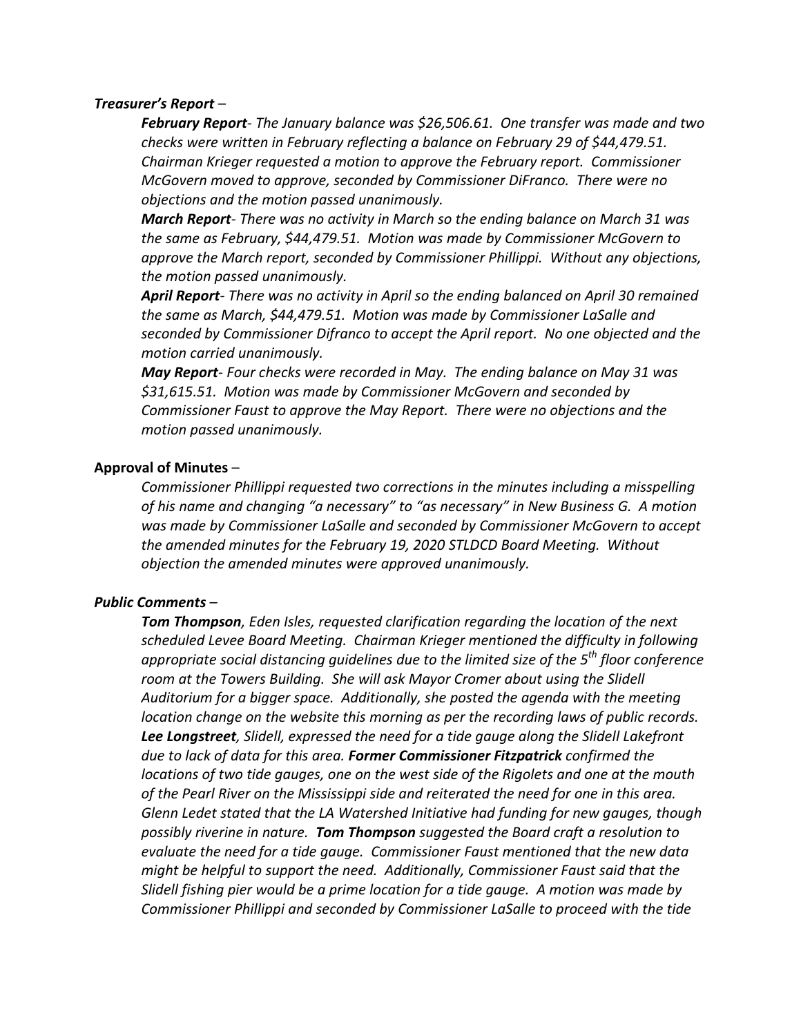***Treasurer's Report*** –

***February Report**- The January balance was $26,506.61. One transfer was made and two checks were written in February reflecting a balance on February 29 of $44,479.51. Chairman Krieger requested a motion to approve the February report. Commissioner McGovern moved to approve, seconded by Commissioner DiFranco. There were no objections and the motion passed unanimously.*

***March Report**- There was no activity in March so the ending balance on March 31 was the same as February, $44,479.51. Motion was made by Commissioner McGovern to approve the March report, seconded by Commissioner Phillippi. Without any objections, the motion passed unanimously.*

***April Report**- There was no activity in April so the ending balanced on April 30 remained the same as March, $44,479.51. Motion was made by Commissioner LaSalle and seconded by Commissioner Difranco to accept the April report. No one objected and the motion carried unanimously.*

***May Report**- Four checks were recorded in May. The ending balance on May 31 was $31,615.51. Motion was made by Commissioner McGovern and seconded by Commissioner Faust to approve the May Report. There were no objections and the motion passed unanimously.*

**Approval of Minutes** –

*Commissioner Phillippi requested two corrections in the minutes including a misspelling of his name and changing "a necessary" to "as necessary" in New Business G. A motion was made by Commissioner LaSalle and seconded by Commissioner McGovern to accept the amended minutes for the February 19, 2020 STLDCD Board Meeting. Without objection the amended minutes were approved unanimously.*

***Public Comments*** –

***Tom Thompson**, Eden Isles, requested clarification regarding the location of the next scheduled Levee Board Meeting. Chairman Krieger mentioned the difficulty in following appropriate social distancing guidelines due to the limited size of the 5th floor conference room at the Towers Building. She will ask Mayor Cromer about using the Slidell Auditorium for a bigger space. Additionally, she posted the agenda with the meeting location change on the website this morning as per the recording laws of public records. **Lee Longstreet**, Slidell, expressed the need for a tide gauge along the Slidell Lakefront due to lack of data for this area. **Former Commissioner Fitzpatrick** confirmed the locations of two tide gauges, one on the west side of the Rigolets and one at the mouth of the Pearl River on the Mississippi side and reiterated the need for one in this area. Glenn Ledet stated that the LA Watershed Initiative had funding for new gauges, though possibly riverine in nature. **Tom Thompson** suggested the Board craft a resolution to evaluate the need for a tide gauge. Commissioner Faust mentioned that the new data might be helpful to support the need. Additionally, Commissioner Faust said that the Slidell fishing pier would be a prime location for a tide gauge. A motion was made by Commissioner Phillippi and seconded by Commissioner LaSalle to proceed with the tide*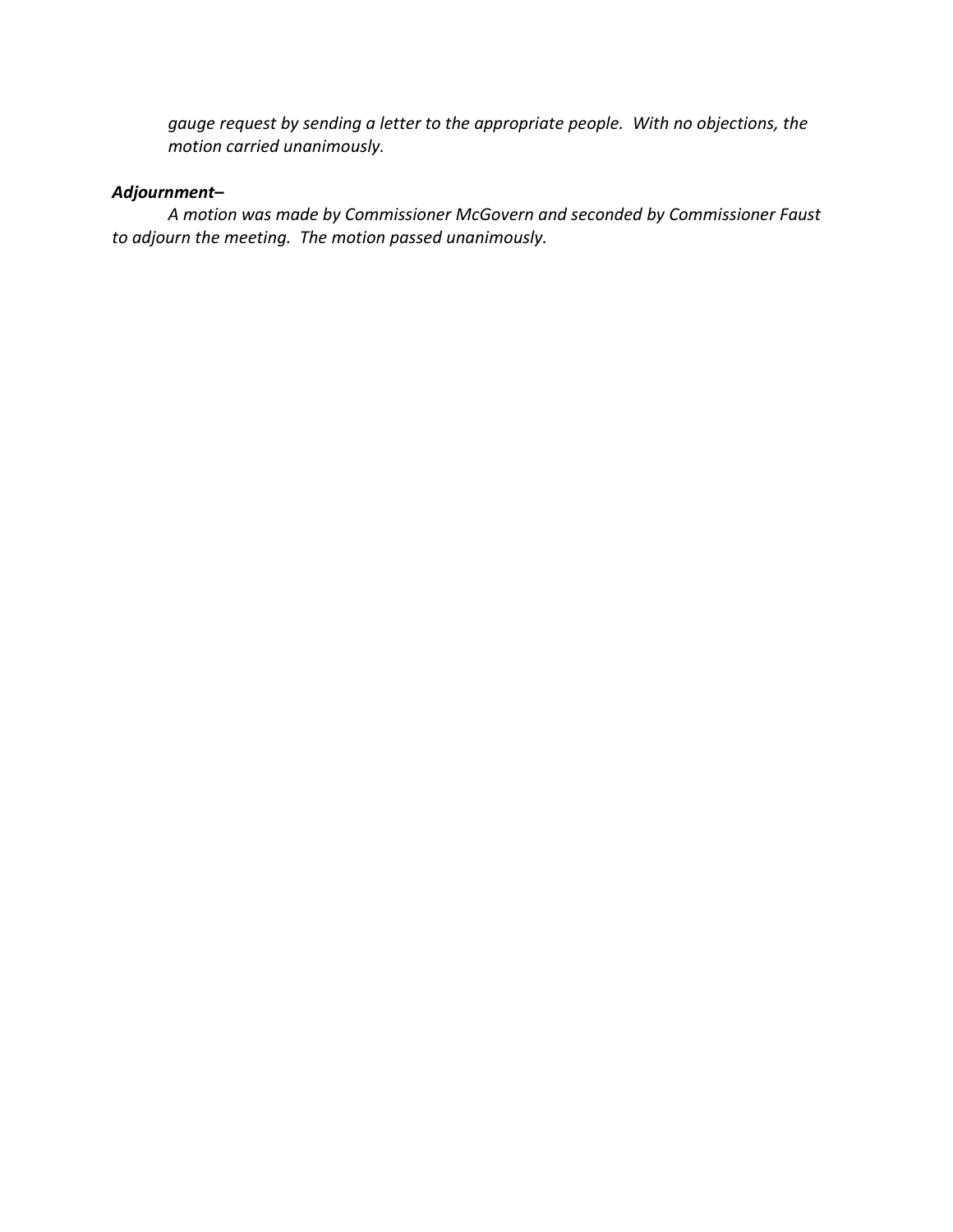*gauge request by sending a letter to the appropriate people. With no objections, the motion carried unanimously.*

***Adjournment–***

*A motion was made by Commissioner McGovern and seconded by Commissioner Faust to adjourn the meeting. The motion passed unanimously.*